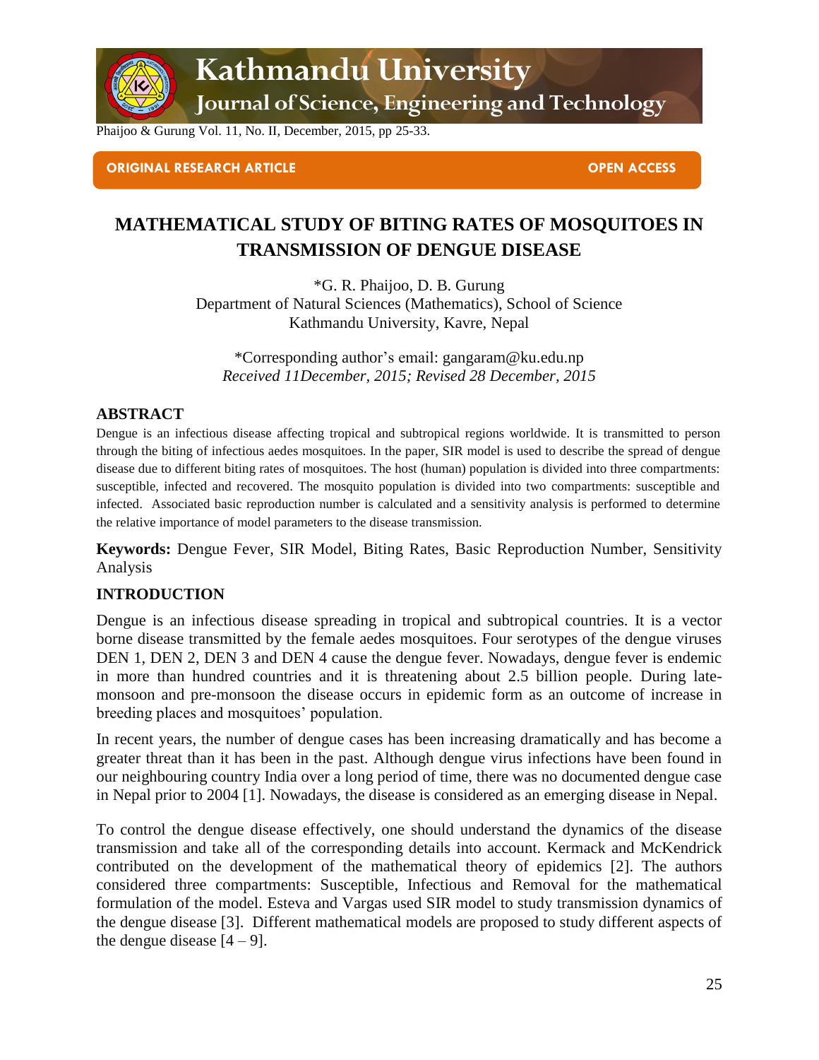ORIGINAL RESEARCH ARTICLE | OPEN ACCESS

# MATHEMATICAL STUDY OF BITING RATES OF MOSQUITOES IN TRANSMISSION OF DENGUE DISEASE

*G. R. Phaijoo, D. B. Gurung
Department of Natural Sciences (Mathematics), School of Science
Kathmandu University, Kavre, Nepal

*Corresponding author's email: gangaram@ku.edu.np
*Received 11December, 2015; Revised 28 December, 2015*

## ABSTRACT

Dengue is an infectious disease affecting tropical and subtropical regions worldwide. It is transmitted to person through the biting of infectious aedes mosquitoes. In the paper, SIR model is used to describe the spread of dengue disease due to different biting rates of mosquitoes. The host (human) population is divided into three compartments: susceptible, infected and recovered. The mosquito population is divided into two compartments: susceptible and infected. Associated basic reproduction number is calculated and a sensitivity analysis is performed to determine the relative importance of model parameters to the disease transmission.

**Keywords:** Dengue Fever, SIR Model, Biting Rates, Basic Reproduction Number, Sensitivity Analysis

## INTRODUCTION

Dengue is an infectious disease spreading in tropical and subtropical countries. It is a vector borne disease transmitted by the female aedes mosquitoes. Four serotypes of the dengue viruses DEN 1, DEN 2, DEN 3 and DEN 4 cause the dengue fever. Nowadays, dengue fever is endemic in more than hundred countries and it is threatening about 2.5 billion people. During late-monsoon and pre-monsoon the disease occurs in epidemic form as an outcome of increase in breeding places and mosquitoes' population.

In recent years, the number of dengue cases has been increasing dramatically and has become a greater threat than it has been in the past. Although dengue virus infections have been found in our neighbouring country India over a long period of time, there was no documented dengue case in Nepal prior to 2004 [1]. Nowadays, the disease is considered as an emerging disease in Nepal.

To control the dengue disease effectively, one should understand the dynamics of the disease transmission and take all of the corresponding details into account. Kermack and McKendrick contributed on the development of the mathematical theory of epidemics [2]. The authors considered three compartments: Susceptible, Infectious and Removal for the mathematical formulation of the model. Esteva and Vargas used SIR model to study transmission dynamics of the dengue disease [3]. Different mathematical models are proposed to study different aspects of the dengue disease [4 – 9].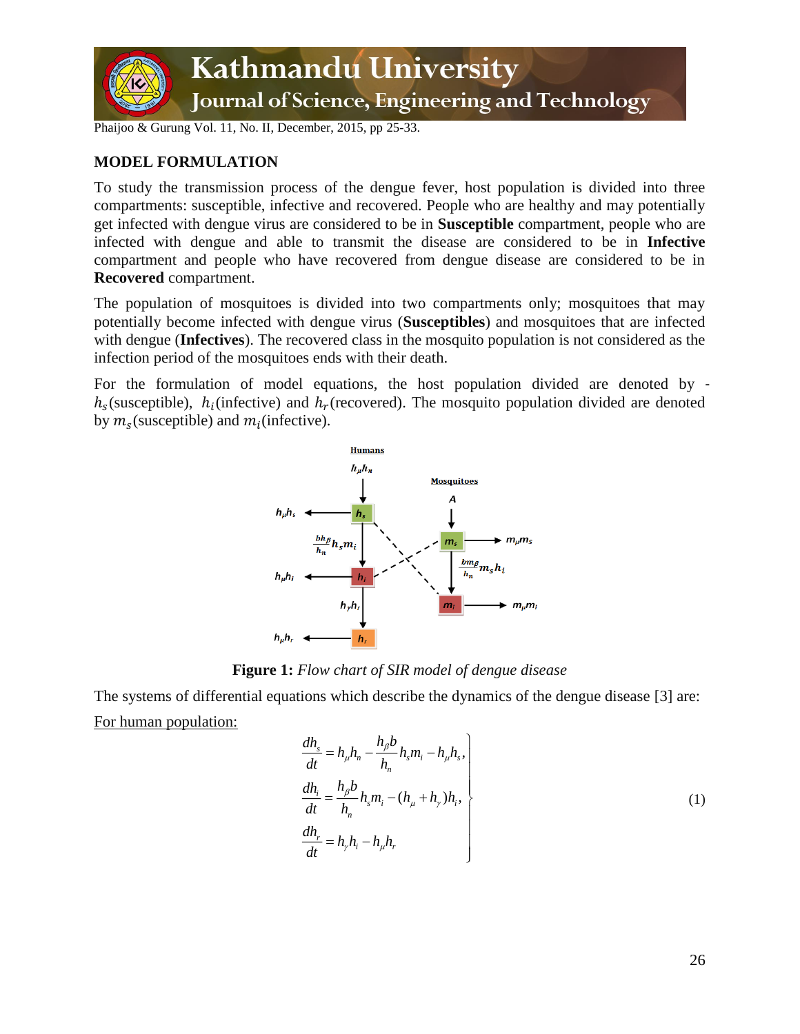## MODEL FORMULATION

To study the transmission process of the dengue fever, host population is divided into three compartments: susceptible, infective and recovered. People who are healthy and may potentially get infected with dengue virus are considered to be in **Susceptible** compartment, people who are infected with dengue and able to transmit the disease are considered to be in **Infective** compartment and people who have recovered from dengue disease are considered to be in **Recovered** compartment.

The population of mosquitoes is divided into two compartments only; mosquitoes that may potentially become infected with dengue virus (**Susceptibles**) and mosquitoes that are infected with dengue (**Infectives**). The recovered class in the mosquito population is not considered as the infection period of the mosquitoes ends with their death.

For the formulation of model equations, the host population divided are denoted by - $h_s$(susceptible), $h_i$(infective) and $h_r$(recovered). The mosquito population divided are denoted by $m_s$(susceptible) and $m_i$(infective).

**Figure 1:** *Flow chart of SIR model of dengue disease*

The systems of differential equations which describe the dynamics of the dengue disease [3] are:

<u>For human population:</u>

$$\left.\begin{aligned}
\frac{dh_s}{dt} &= h_\mu h_n - \frac{h_\beta b}{h_n} h_s m_i - h_\mu h_s, \\
\frac{dh_i}{dt} &= \frac{h_\beta b}{h_n} h_s m_i - (h_\mu + h_\gamma) h_i, \\
\frac{dh_r}{dt} &= h_\gamma h_i - h_\mu h_r
\end{aligned}\right\} \qquad (1)$$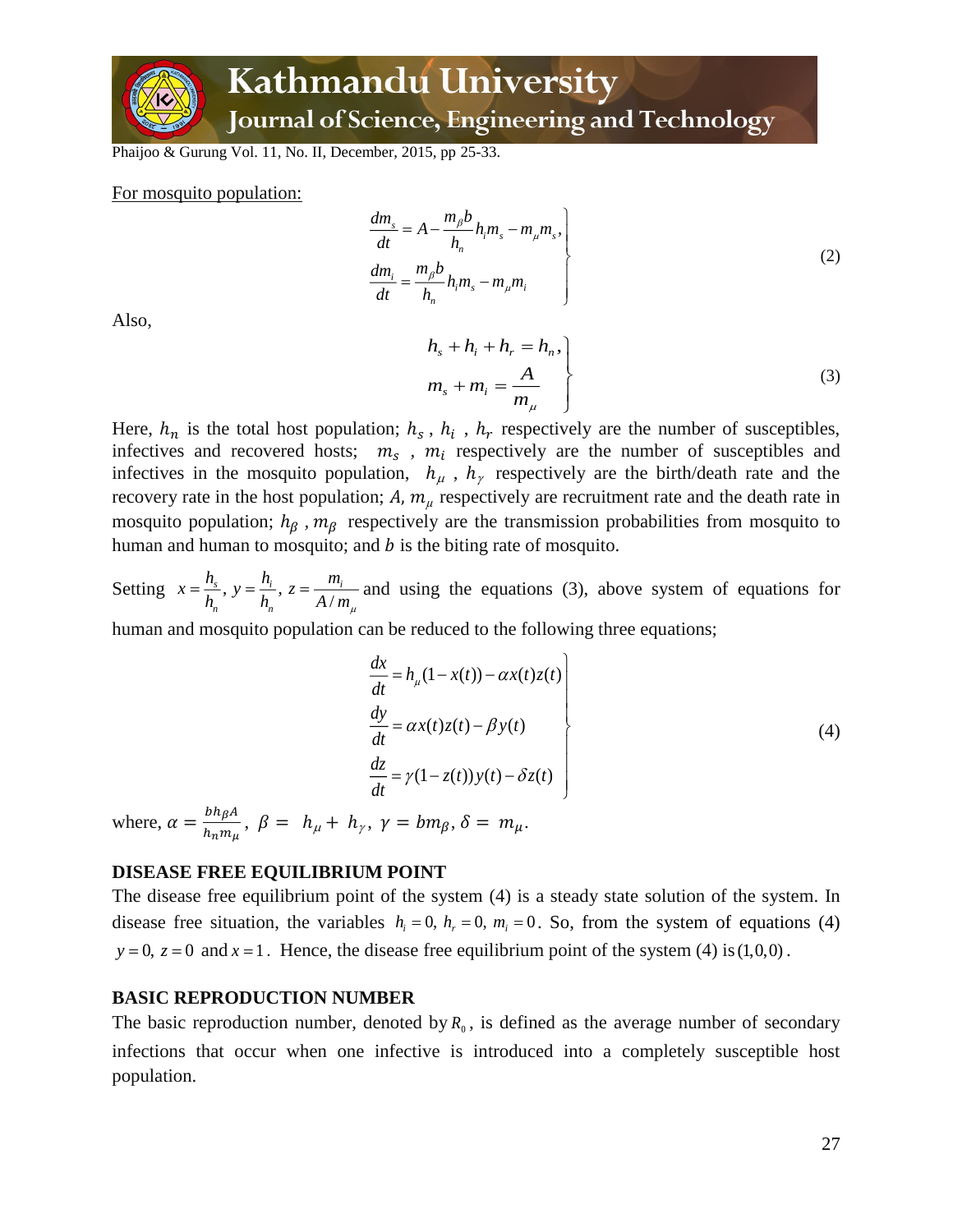For mosquito population:

$$
\left.\begin{aligned}
\frac{dm_s}{dt} &= A - \frac{m_\beta b}{h_n} h_i m_s - m_\mu m_s, \\
\frac{dm_i}{dt} &= \frac{m_\beta b}{h_n} h_i m_s - m_\mu m_i
\end{aligned}\right\} \tag{2}
$$

Also,

$$
\left.\begin{aligned}
h_s + h_i + h_r &= h_n, \\
m_s + m_i &= \frac{A}{m_\mu}
\end{aligned}\right\} \tag{3}
$$

Here, $h_n$ is the total host population; $h_s$ , $h_i$ , $h_r$ respectively are the number of susceptibles, infectives and recovered hosts; $m_s$ , $m_i$ respectively are the number of susceptibles and infectives in the mosquito population, $h_\mu$ , $h_\gamma$ respectively are the birth/death rate and the recovery rate in the host population; $A$, $m_\mu$ respectively are recruitment rate and the death rate in mosquito population; $h_\beta$ , $m_\beta$ respectively are the transmission probabilities from mosquito to human and human to mosquito; and $b$ is the biting rate of mosquito.

Setting $x = \frac{h_s}{h_n}$, $y = \frac{h_i}{h_n}$, $z = \frac{m_i}{A/m_\mu}$ and using the equations (3), above system of equations for human and mosquito population can be reduced to the following three equations;

$$
\left.\begin{aligned}
\frac{dx}{dt} &= h_\mu(1 - x(t)) - \alpha x(t) z(t) \\
\frac{dy}{dt} &= \alpha x(t) z(t) - \beta y(t) \\
\frac{dz}{dt} &= \gamma(1 - z(t)) y(t) - \delta z(t)
\end{aligned}\right\} \tag{4}
$$

where, $\alpha = \frac{b h_\beta A}{h_n m_\mu}$, $\beta = h_\mu + h_\gamma$, $\gamma = b m_\beta$, $\delta = m_\mu$.

## DISEASE FREE EQUILIBRIUM POINT

The disease free equilibrium point of the system (4) is a steady state solution of the system. In disease free situation, the variables $h_i = 0$, $h_r = 0$, $m_i = 0$. So, from the system of equations (4) $y = 0$, $z = 0$ and $x = 1$. Hence, the disease free equilibrium point of the system (4) is $(1, 0, 0)$.

## BASIC REPRODUCTION NUMBER

The basic reproduction number, denoted by $R_0$, is defined as the average number of secondary infections that occur when one infective is introduced into a completely susceptible host population.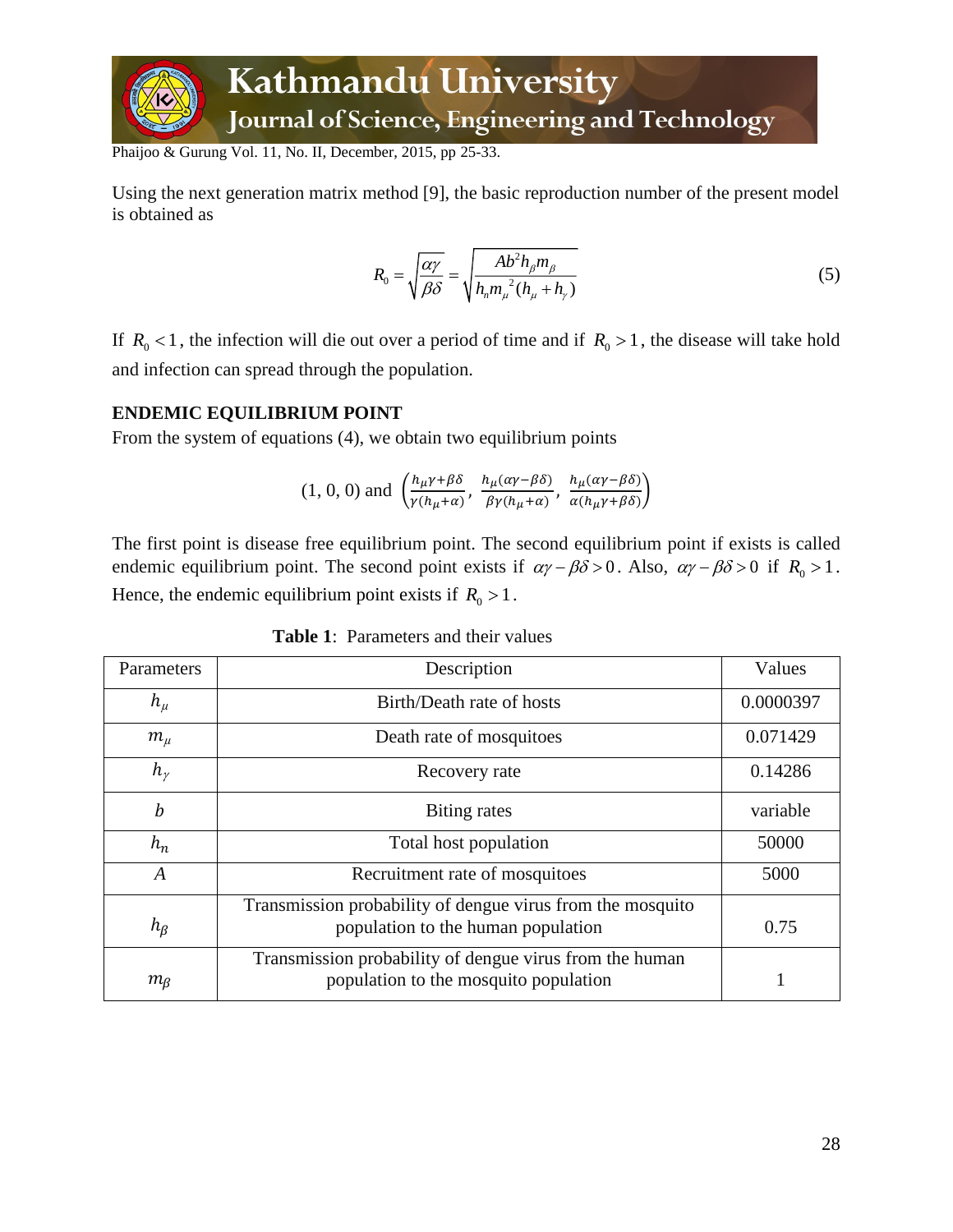Using the next generation matrix method [9], the basic reproduction number of the present model is obtained as

$$R_0 = \sqrt{\frac{\alpha\gamma}{\beta\delta}} = \sqrt{\frac{Ab^2 h_\beta m_\beta}{h_n m_\mu{}^2 (h_\mu + h_\gamma)}} \tag{5}$$

If $R_0 < 1$, the infection will die out over a period of time and if $R_0 > 1$, the disease will take hold and infection can spread through the population.

**ENDEMIC EQUILIBRIUM POINT**

From the system of equations (4), we obtain two equilibrium points

$$(1, 0, 0) \text{ and } \left(\frac{h_\mu\gamma + \beta\delta}{\gamma(h_\mu + \alpha)}, \frac{h_\mu(\alpha\gamma - \beta\delta)}{\beta\gamma(h_\mu + \alpha)}, \frac{h_\mu(\alpha\gamma - \beta\delta)}{\alpha(h_\mu\gamma + \beta\delta)}\right)$$

The first point is disease free equilibrium point. The second equilibrium point if exists is called endemic equilibrium point. The second point exists if $\alpha\gamma - \beta\delta > 0$. Also, $\alpha\gamma - \beta\delta > 0$ if $R_0 > 1$. Hence, the endemic equilibrium point exists if $R_0 > 1$.

**Table 1**: Parameters and their values

| Parameters | Description | Values |
|---|---|---|
| $h_\mu$ | Birth/Death rate of hosts | 0.0000397 |
| $m_\mu$ | Death rate of mosquitoes | 0.071429 |
| $h_\gamma$ | Recovery rate | 0.14286 |
| $b$ | Biting rates | variable |
| $h_n$ | Total host population | 50000 |
| $A$ | Recruitment rate of mosquitoes | 5000 |
| $h_\beta$ | Transmission probability of dengue virus from the mosquito population to the human population | 0.75 |
| $m_\beta$ | Transmission probability of dengue virus from the human population to the mosquito population | 1 |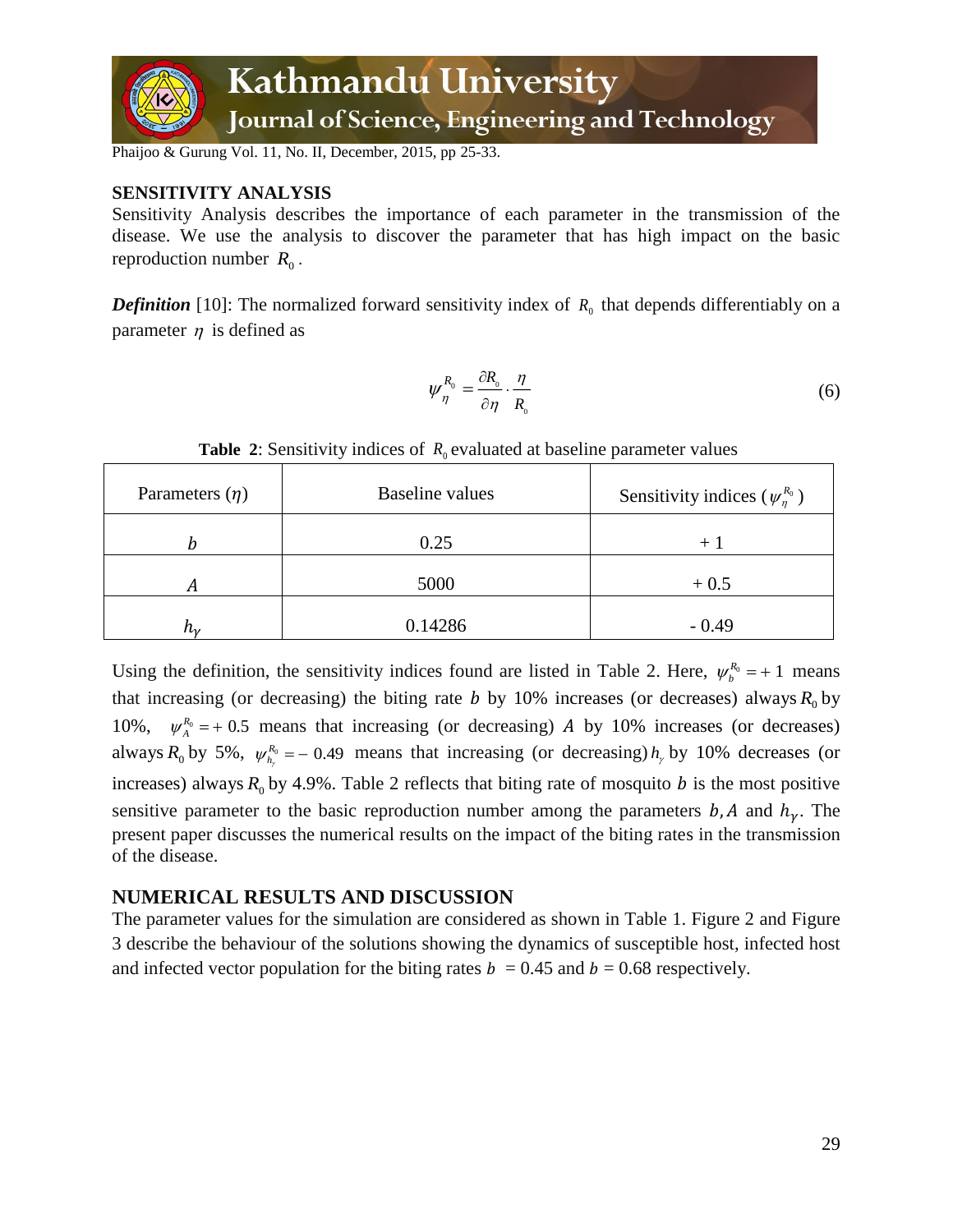## SENSITIVITY ANALYSIS

Sensitivity Analysis describes the importance of each parameter in the transmission of the disease. We use the analysis to discover the parameter that has high impact on the basic reproduction number $R_0$.

***Definition*** [10]: The normalized forward sensitivity index of $R_0$ that depends differentiably on a parameter $\eta$ is defined as

$$\psi_{\eta}^{R_0} = \frac{\partial R_0}{\partial \eta} \cdot \frac{\eta}{R_0} \tag{6}$$

**Table 2**: Sensitivity indices of $R_0$ evaluated at baseline parameter values

| Parameters ($\eta$) | Baseline values | Sensitivity indices ($\psi_{\eta}^{R_0}$) |
|---|---|---|
| $b$ | 0.25 | + 1 |
| $A$ | 5000 | + 0.5 |
| $h_{\gamma}$ | 0.14286 | - 0.49 |

Using the definition, the sensitivity indices found are listed in Table 2. Here, $\psi_{b}^{R_0} = +1$ means that increasing (or decreasing) the biting rate $b$ by 10% increases (or decreases) always $R_0$ by 10%, $\psi_{A}^{R_0} = +0.5$ means that increasing (or decreasing) $A$ by 10% increases (or decreases) always $R_0$ by 5%, $\psi_{h_{\gamma}}^{R_0} = -0.49$ means that increasing (or decreasing) $h_{\gamma}$ by 10% decreases (or increases) always $R_0$ by 4.9%. Table 2 reflects that biting rate of mosquito $b$ is the most positive sensitive parameter to the basic reproduction number among the parameters $b, A$ and $h_{\gamma}$. The present paper discusses the numerical results on the impact of the biting rates in the transmission of the disease.

## NUMERICAL RESULTS AND DISCUSSION

The parameter values for the simulation are considered as shown in Table 1. Figure 2 and Figure 3 describe the behaviour of the solutions showing the dynamics of susceptible host, infected host and infected vector population for the biting rates $b = 0.45$ and $b = 0.68$ respectively.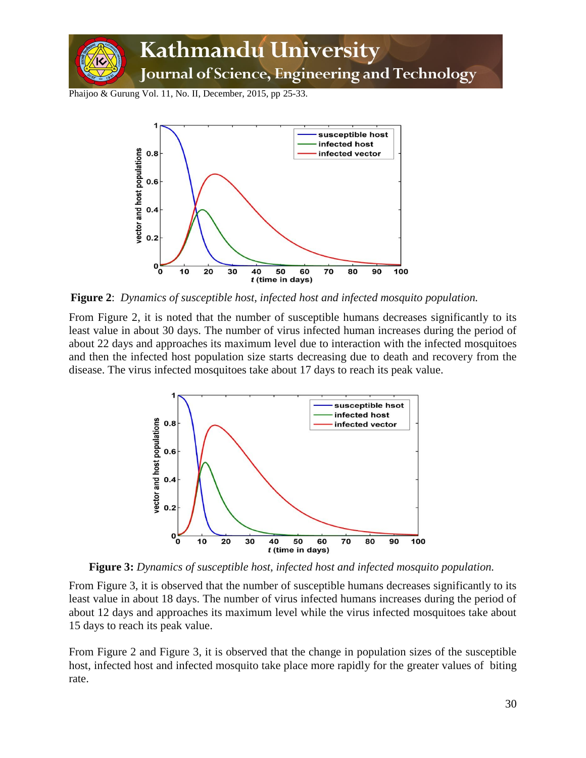**Figure 2**: *Dynamics of susceptible host, infected host and infected mosquito population.*

From Figure 2, it is noted that the number of susceptible humans decreases significantly to its least value in about 30 days. The number of virus infected human increases during the period of about 22 days and approaches its maximum level due to interaction with the infected mosquitoes and then the infected host population size starts decreasing due to death and recovery from the disease. The virus infected mosquitoes take about 17 days to reach its peak value.

**Figure 3:** *Dynamics of susceptible host, infected host and infected mosquito population.*

From Figure 3, it is observed that the number of susceptible humans decreases significantly to its least value in about 18 days. The number of virus infected humans increases during the period of about 12 days and approaches its maximum level while the virus infected mosquitoes take about 15 days to reach its peak value.

From Figure 2 and Figure 3, it is observed that the change in population sizes of the susceptible host, infected host and infected mosquito take place more rapidly for the greater values of biting rate.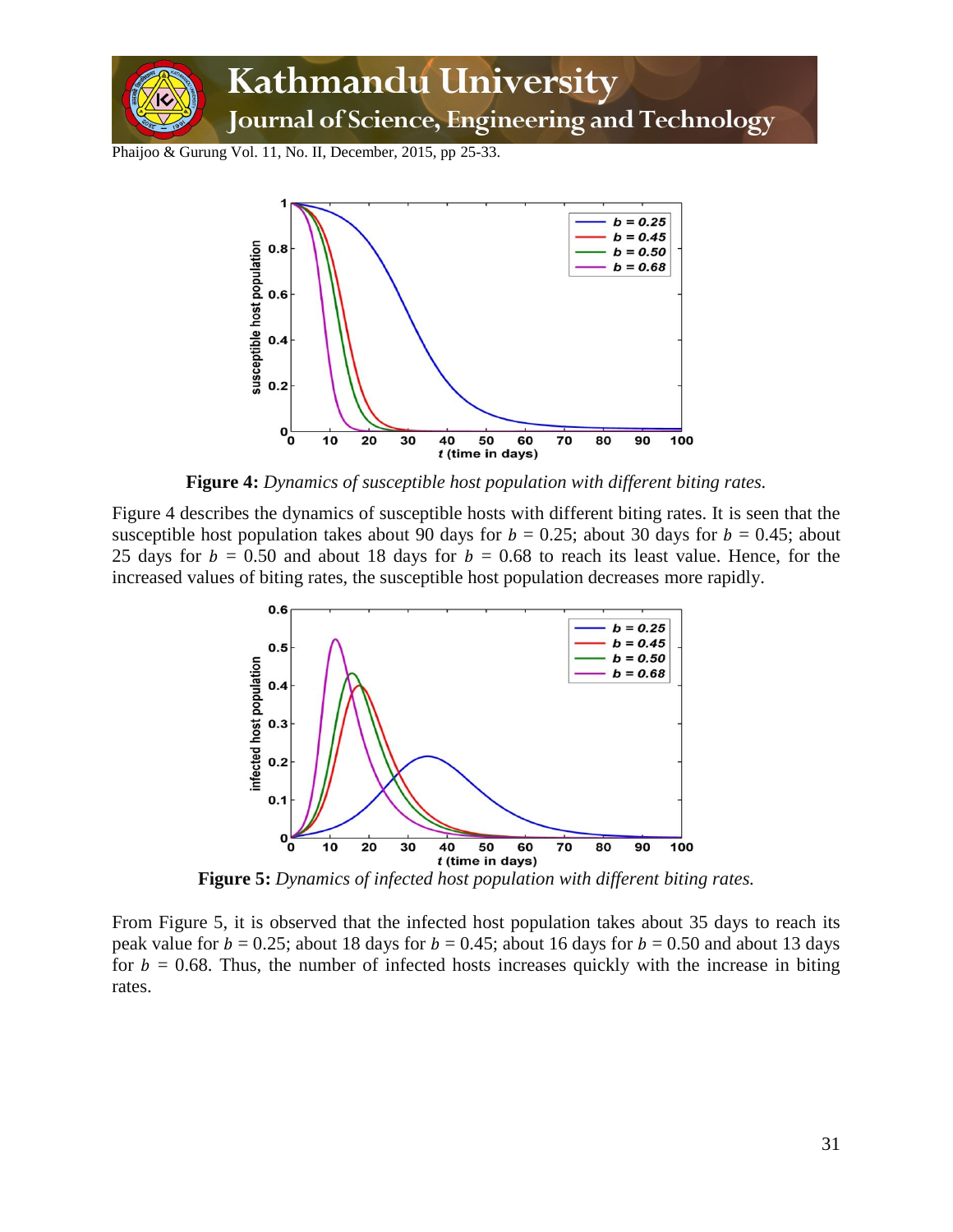**Figure 4:** *Dynamics of susceptible host population with different biting rates.*

Figure 4 describes the dynamics of susceptible hosts with different biting rates. It is seen that the susceptible host population takes about 90 days for $b$ = 0.25; about 30 days for $b$ = 0.45; about 25 days for $b$ = 0.50 and about 18 days for $b$ = 0.68 to reach its least value. Hence, for the increased values of biting rates, the susceptible host population decreases more rapidly.

**Figure 5:** *Dynamics of infected host population with different biting rates.*

From Figure 5, it is observed that the infected host population takes about 35 days to reach its peak value for $b$ = 0.25; about 18 days for $b$ = 0.45; about 16 days for $b$ = 0.50 and about 13 days for $b$ = 0.68. Thus, the number of infected hosts increases quickly with the increase in biting rates.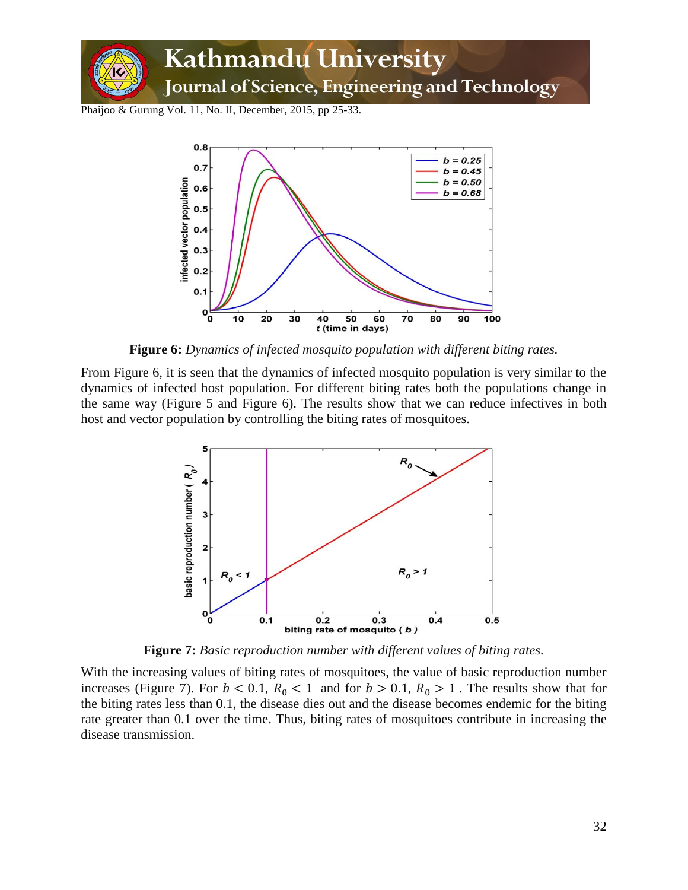**Figure 6:** *Dynamics of infected mosquito population with different biting rates.*

From Figure 6, it is seen that the dynamics of infected mosquito population is very similar to the dynamics of infected host population. For different biting rates both the populations change in the same way (Figure 5 and Figure 6). The results show that we can reduce infectives in both host and vector population by controlling the biting rates of mosquitoes.

**Figure 7:** *Basic reproduction number with different values of biting rates.*

With the increasing values of biting rates of mosquitoes, the value of basic reproduction number increases (Figure 7). For $b < 0.1$, $R_0 < 1$ and for $b > 0.1$, $R_0 > 1$. The results show that for the biting rates less than 0.1, the disease dies out and the disease becomes endemic for the biting rate greater than 0.1 over the time. Thus, biting rates of mosquitoes contribute in increasing the disease transmission.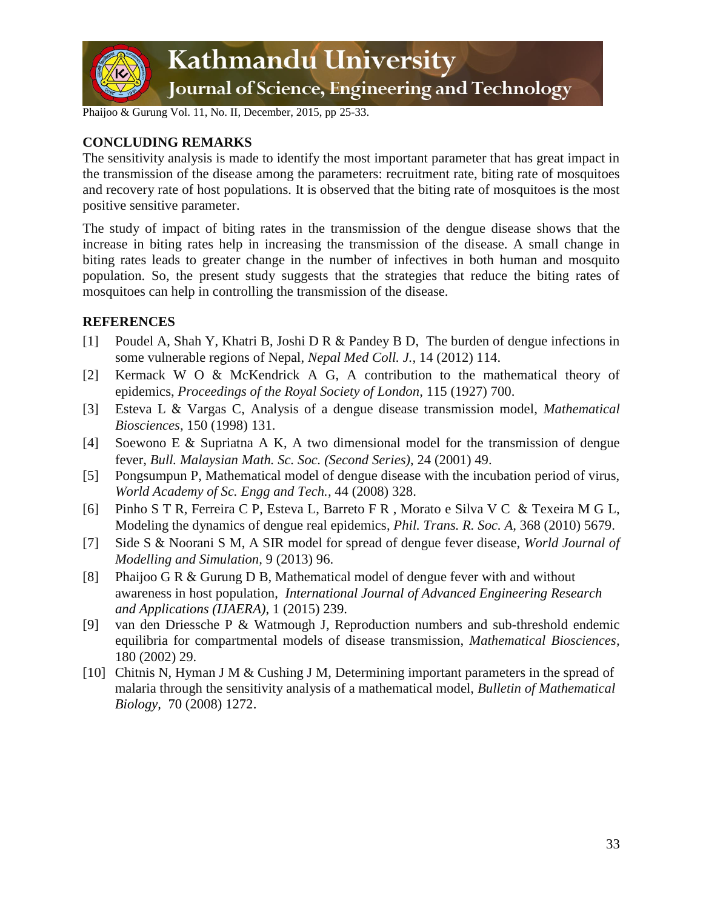## CONCLUDING REMARKS

The sensitivity analysis is made to identify the most important parameter that has great impact in the transmission of the disease among the parameters: recruitment rate, biting rate of mosquitoes and recovery rate of host populations. It is observed that the biting rate of mosquitoes is the most positive sensitive parameter.

The study of impact of biting rates in the transmission of the dengue disease shows that the increase in biting rates help in increasing the transmission of the disease. A small change in biting rates leads to greater change in the number of infectives in both human and mosquito population. So, the present study suggests that the strategies that reduce the biting rates of mosquitoes can help in controlling the transmission of the disease.

## REFERENCES

[1] Poudel A, Shah Y, Khatri B, Joshi D R & Pandey B D, The burden of dengue infections in some vulnerable regions of Nepal, *Nepal Med Coll. J.*, 14 (2012) 114.

[2] Kermack W O & McKendrick A G, A contribution to the mathematical theory of epidemics, *Proceedings of the Royal Society of London*, 115 (1927) 700.

[3] Esteva L & Vargas C, Analysis of a dengue disease transmission model, *Mathematical Biosciences*, 150 (1998) 131.

[4] Soewono E & Supriatna A K, A two dimensional model for the transmission of dengue fever, *Bull. Malaysian Math. Sc. Soc. (Second Series)*, 24 (2001) 49.

[5] Pongsumpun P, Mathematical model of dengue disease with the incubation period of virus, *World Academy of Sc. Engg and Tech.*, 44 (2008) 328.

[6] Pinho S T R, Ferreira C P, Esteva L, Barreto F R , Morato e Silva V C & Texeira M G L, Modeling the dynamics of dengue real epidemics, *Phil. Trans. R. Soc. A*, 368 (2010) 5679.

[7] Side S & Noorani S M, A SIR model for spread of dengue fever disease, *World Journal of Modelling and Simulation*, 9 (2013) 96.

[8] Phaijoo G R & Gurung D B, Mathematical model of dengue fever with and without awareness in host population, *International Journal of Advanced Engineering Research and Applications (IJAERA)*, 1 (2015) 239.

[9] van den Driessche P & Watmough J, Reproduction numbers and sub-threshold endemic equilibria for compartmental models of disease transmission, *Mathematical Biosciences*, 180 (2002) 29.

[10] Chitnis N, Hyman J M & Cushing J M, Determining important parameters in the spread of malaria through the sensitivity analysis of a mathematical model, *Bulletin of Mathematical Biology*, 70 (2008) 1272.